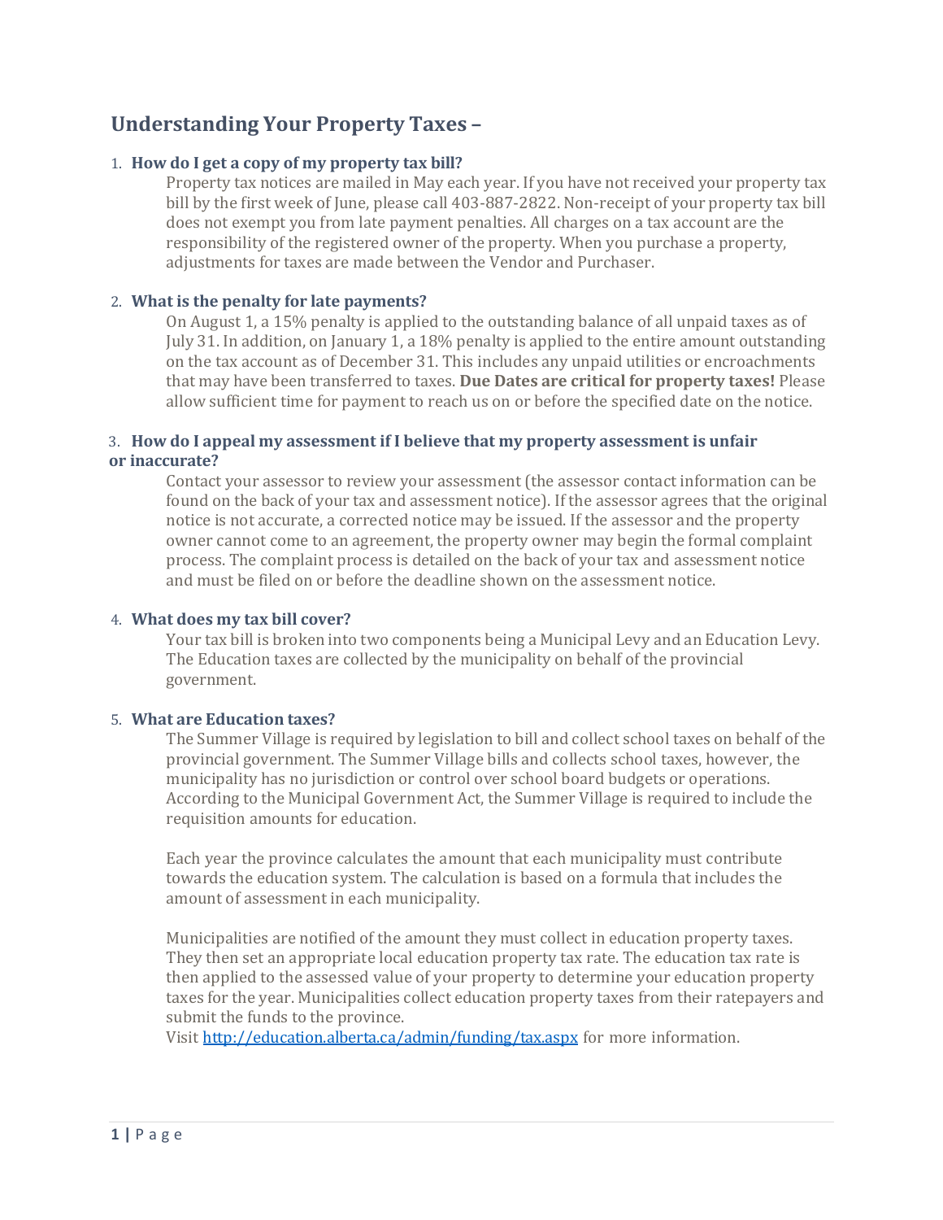# Understanding Your Property Taxes –

1. **How do I get a copy of my property tax bill?**

   Property tax notices are mailed in May each year. If you have not received your property tax bill by the first week of June, please call 403-887-2822. Non-receipt of your property tax bill does not exempt you from late payment penalties. All charges on a tax account are the responsibility of the registered owner of the property. When you purchase a property, adjustments for taxes are made between the Vendor and Purchaser.

2. **What is the penalty for late payments?**

   On August 1, a 15% penalty is applied to the outstanding balance of all unpaid taxes as of July 31. In addition, on January 1, a 18% penalty is applied to the entire amount outstanding on the tax account as of December 31. This includes any unpaid utilities or encroachments that may have been transferred to taxes. **Due Dates are critical for property taxes!** Please allow sufficient time for payment to reach us on or before the specified date on the notice.

3. **How do I appeal my assessment if I believe that my property assessment is unfair or inaccurate?**

   Contact your assessor to review your assessment (the assessor contact information can be found on the back of your tax and assessment notice). If the assessor agrees that the original notice is not accurate, a corrected notice may be issued. If the assessor and the property owner cannot come to an agreement, the property owner may begin the formal complaint process. The complaint process is detailed on the back of your tax and assessment notice and must be filed on or before the deadline shown on the assessment notice.

4. **What does my tax bill cover?**

   Your tax bill is broken into two components being a Municipal Levy and an Education Levy. The Education taxes are collected by the municipality on behalf of the provincial government.

5. **What are Education taxes?**

   The Summer Village is required by legislation to bill and collect school taxes on behalf of the provincial government. The Summer Village bills and collects school taxes, however, the municipality has no jurisdiction or control over school board budgets or operations. According to the Municipal Government Act, the Summer Village is required to include the requisition amounts for education.

   Each year the province calculates the amount that each municipality must contribute towards the education system. The calculation is based on a formula that includes the amount of assessment in each municipality.

   Municipalities are notified of the amount they must collect in education property taxes. They then set an appropriate local education property tax rate. The education tax rate is then applied to the assessed value of your property to determine your education property taxes for the year. Municipalities collect education property taxes from their ratepayers and submit the funds to the province.
   Visit [http://education.alberta.ca/admin/funding/tax.aspx](http://education.alberta.ca/admin/funding/tax.aspx) for more information.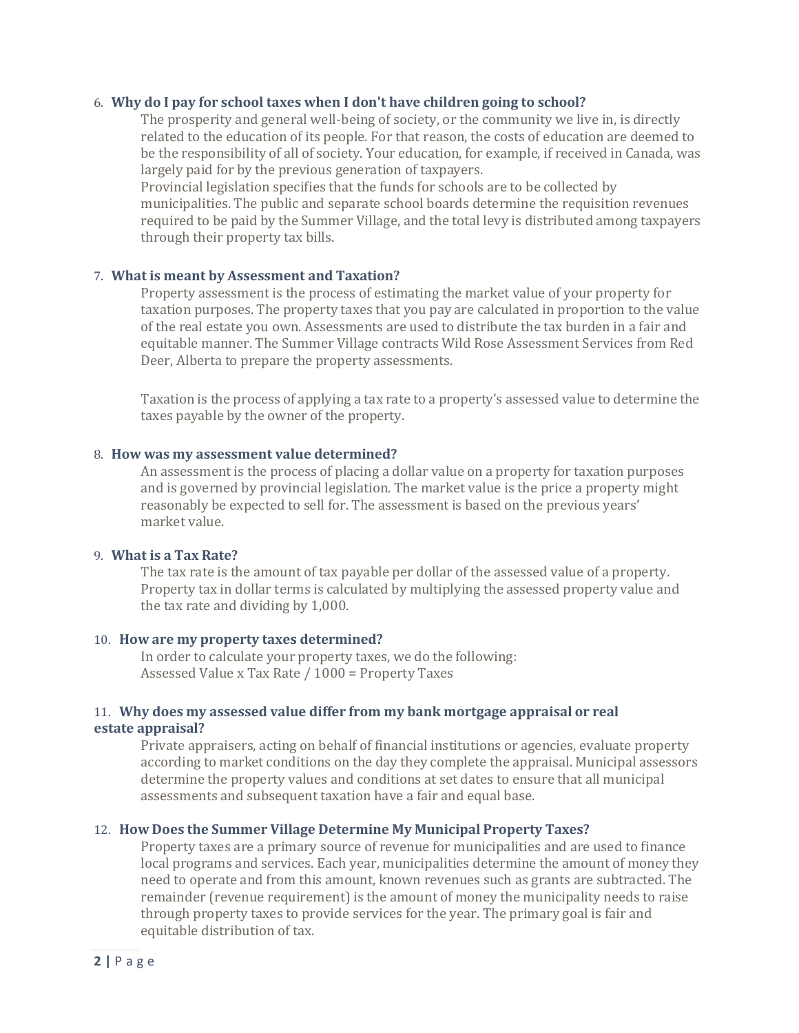6. **Why do I pay for school taxes when I don't have children going to school?**

   The prosperity and general well-being of society, or the community we live in, is directly related to the education of its people. For that reason, the costs of education are deemed to be the responsibility of all of society. Your education, for example, if received in Canada, was largely paid for by the previous generation of taxpayers.

   Provincial legislation specifies that the funds for schools are to be collected by municipalities. The public and separate school boards determine the requisition revenues required to be paid by the Summer Village, and the total levy is distributed among taxpayers through their property tax bills.

7. **What is meant by Assessment and Taxation?**

   Property assessment is the process of estimating the market value of your property for taxation purposes. The property taxes that you pay are calculated in proportion to the value of the real estate you own. Assessments are used to distribute the tax burden in a fair and equitable manner. The Summer Village contracts Wild Rose Assessment Services from Red Deer, Alberta to prepare the property assessments.

   Taxation is the process of applying a tax rate to a property's assessed value to determine the taxes payable by the owner of the property.

8. **How was my assessment value determined?**

   An assessment is the process of placing a dollar value on a property for taxation purposes and is governed by provincial legislation. The market value is the price a property might reasonably be expected to sell for. The assessment is based on the previous years' market value.

9. **What is a Tax Rate?**

   The tax rate is the amount of tax payable per dollar of the assessed value of a property. Property tax in dollar terms is calculated by multiplying the assessed property value and the tax rate and dividing by 1,000.

10. **How are my property taxes determined?**

    In order to calculate your property taxes, we do the following:

    Assessed Value x Tax Rate / 1000 = Property Taxes

11. **Why does my assessed value differ from my bank mortgage appraisal or real estate appraisal?**

    Private appraisers, acting on behalf of financial institutions or agencies, evaluate property according to market conditions on the day they complete the appraisal. Municipal assessors determine the property values and conditions at set dates to ensure that all municipal assessments and subsequent taxation have a fair and equal base.

12. **How Does the Summer Village Determine My Municipal Property Taxes?**

    Property taxes are a primary source of revenue for municipalities and are used to finance local programs and services. Each year, municipalities determine the amount of money they need to operate and from this amount, known revenues such as grants are subtracted. The remainder (revenue requirement) is the amount of money the municipality needs to raise through property taxes to provide services for the year. The primary goal is fair and equitable distribution of tax.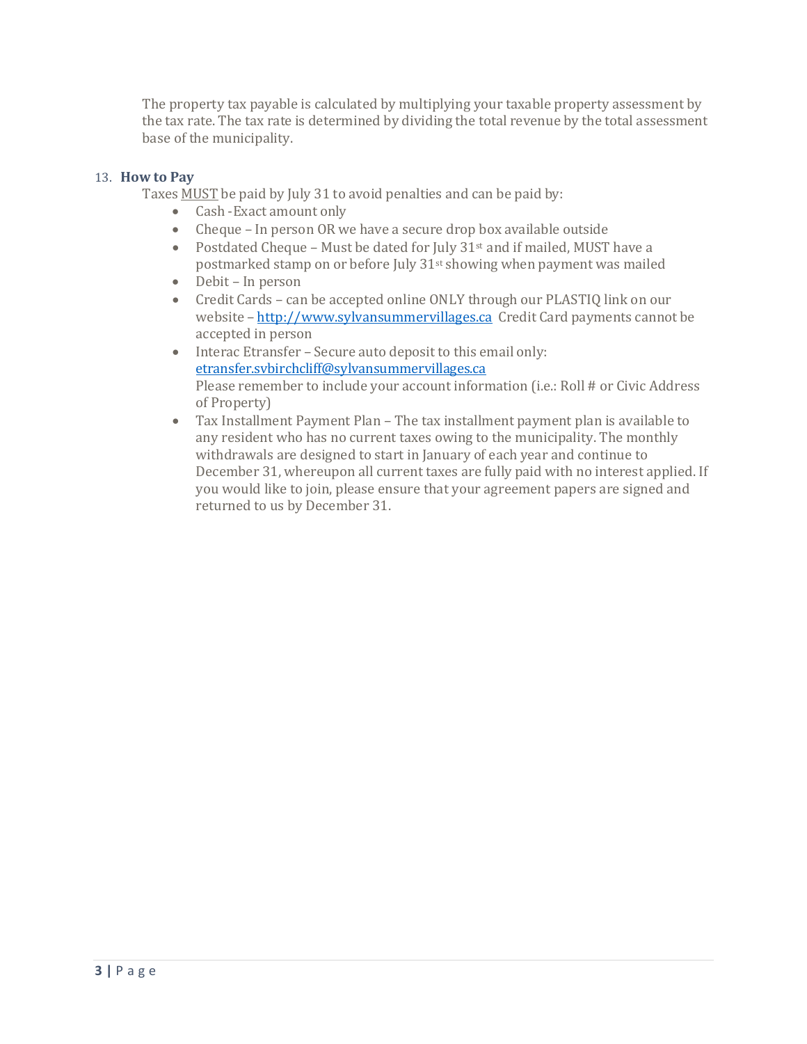The property tax payable is calculated by multiplying your taxable property assessment by the tax rate. The tax rate is determined by dividing the total revenue by the total assessment base of the municipality.

13. **How to Pay**

Taxes MUST be paid by July 31 to avoid penalties and can be paid by:

- Cash -Exact amount only
- Cheque – In person OR we have a secure drop box available outside
- Postdated Cheque – Must be dated for July 31st and if mailed, MUST have a postmarked stamp on or before July 31st showing when payment was mailed
- Debit – In person
- Credit Cards – can be accepted online ONLY through our PLASTIQ link on our website – http://www.sylvansummervillages.ca Credit Card payments cannot be accepted in person
- Interac Etransfer – Secure auto deposit to this email only: etransfer.svbirchcliff@sylvansummervillages.ca
  Please remember to include your account information (i.e.: Roll # or Civic Address of Property)
- Tax Installment Payment Plan – The tax installment payment plan is available to any resident who has no current taxes owing to the municipality. The monthly withdrawals are designed to start in January of each year and continue to December 31, whereupon all current taxes are fully paid with no interest applied. If you would like to join, please ensure that your agreement papers are signed and returned to us by December 31.